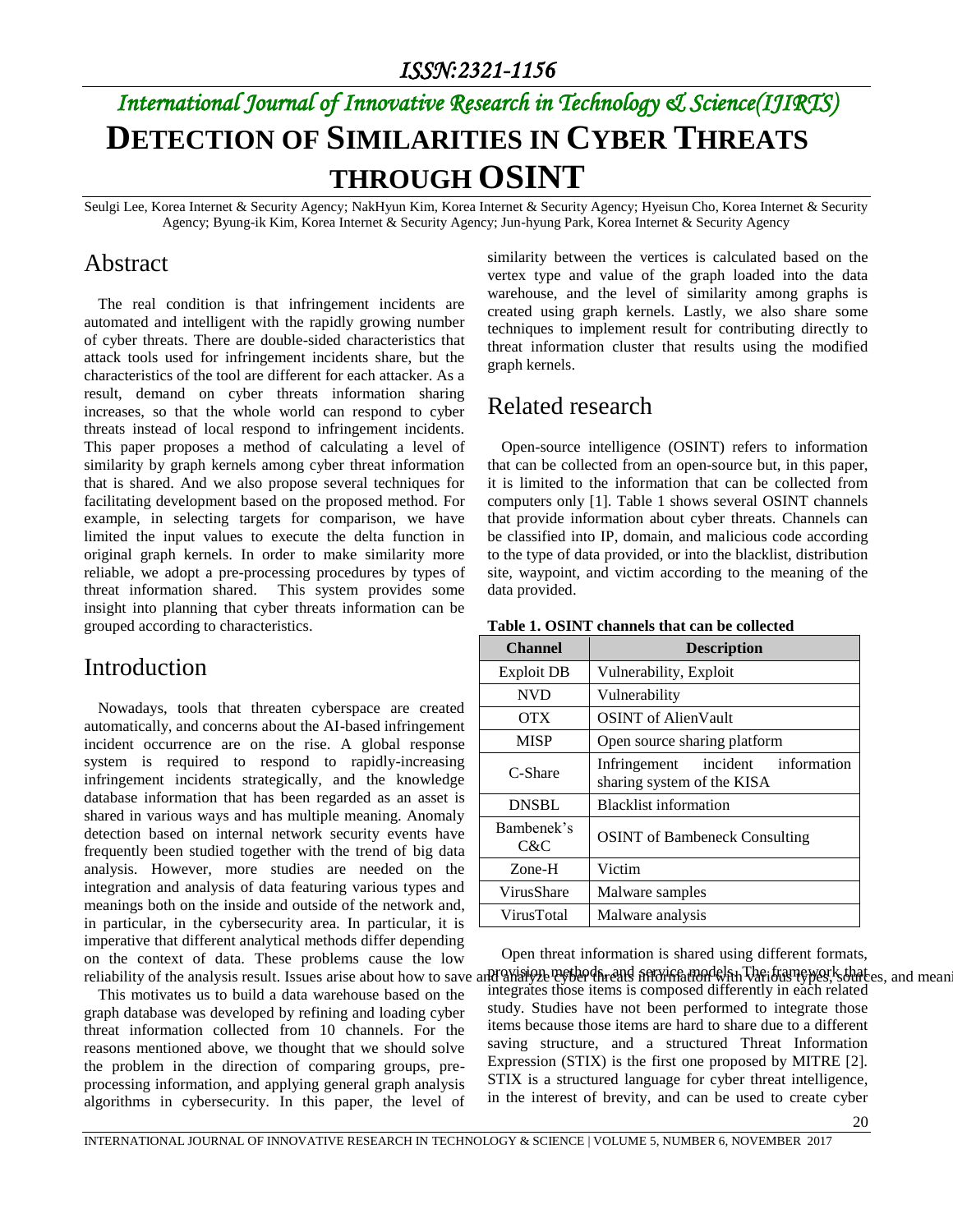# DETECTION OF SIMILARITIES IN CYBER THREATS THROUGH OSINT

Seulgi Lee, Korea Internet & Security Agency; NakHyun Kim, Korea Internet & Security Agency; Hyeisun Cho, Korea Internet & Security Agency; Byung-ik Kim, Korea Internet & Security Agency; Jun-hyung Park, Korea Internet & Security Agency

## Abstract

The real condition is that infringement incidents are automated and intelligent with the rapidly growing number of cyber threats. There are double-sided characteristics that attack tools used for infringement incidents share, but the characteristics of the tool are different for each attacker. As a result, demand on cyber threats information sharing increases, so that the whole world can respond to cyber threats instead of local respond to infringement incidents. This paper proposes a method of calculating a level of similarity by graph kernels among cyber threat information that is shared. And we also propose several techniques for facilitating development based on the proposed method. For example, in selecting targets for comparison, we have limited the input values to execute the delta function in original graph kernels. In order to make similarity more reliable, we adopt a pre-processing procedures by types of threat information shared. This system provides some insight into planning that cyber threats information can be grouped according to characteristics.

## Introduction

Nowadays, tools that threaten cyberspace are created automatically, and concerns about the AI-based infringement incident occurrence are on the rise. A global response system is required to respond to rapidly-increasing infringement incidents strategically, and the knowledge database information that has been regarded as an asset is shared in various ways and has multiple meaning. Anomaly detection based on internal network security events have frequently been studied together with the trend of big data analysis. However, more studies are needed on the integration and analysis of data featuring various types and meanings both on the inside and outside of the network and, in particular, in the cybersecurity area. In particular, it is imperative that different analytical methods differ depending on the context of data. These problems cause the low reliability of the analysis result. Issues arise about how to save and analyze cyber threats information with various types, sources, and meani

This motivates us to build a data warehouse based on the graph database was developed by refining and loading cyber threat information collected from 10 channels. For the reasons mentioned above, we thought that we should solve the problem in the direction of comparing groups, pre-processing information, and applying general graph analysis algorithms in cybersecurity. In this paper, the level of similarity between the vertices is calculated based on the vertex type and value of the graph loaded into the data warehouse, and the level of similarity among graphs is created using graph kernels. Lastly, we also share some techniques to implement result for contributing directly to threat information cluster that results using the modified graph kernels.

## Related research

Open-source intelligence (OSINT) refers to information that can be collected from an open-source but, in this paper, it is limited to the information that can be collected from computers only [1]. Table 1 shows several OSINT channels that provide information about cyber threats. Channels can be classified into IP, domain, and malicious code according to the type of data provided, or into the blacklist, distribution site, waypoint, and victim according to the meaning of the data provided.

**Table 1. OSINT channels that can be collected**

| Channel | Description |
|---|---|
| Exploit DB | Vulnerability, Exploit |
| NVD | Vulnerability |
| OTX | OSINT of AlienVault |
| MISP | Open source sharing platform |
| C-Share | Infringement incident information sharing system of the KISA |
| DNSBL | Blacklist information |
| Bambenek's C&C | OSINT of Bambeneck Consulting |
| Zone-H | Victim |
| VirusShare | Malware samples |
| VirusTotal | Malware analysis |

Open threat information is shared using different formats, provision methods, and service models. The framework that integrates those items is composed differently in each related study. Studies have not been performed to integrate those items because those items are hard to share due to a different saving structure, and a structured Threat Information Expression (STIX) is the first one proposed by MITRE [2]. STIX is a structured language for cyber threat intelligence, in the interest of brevity, and can be used to create cyber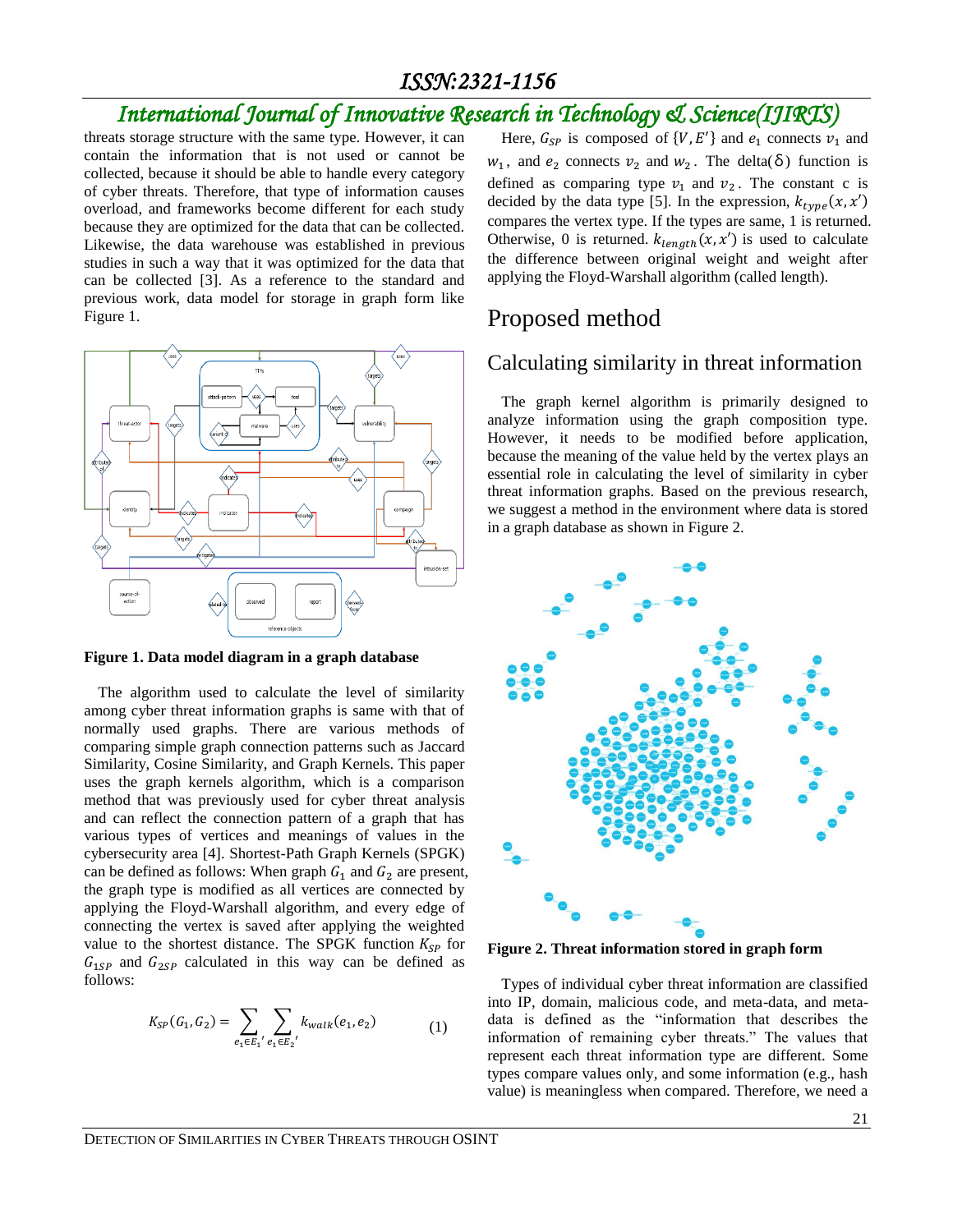threats storage structure with the same type. However, it can contain the information that is not used or cannot be collected, because it should be able to handle every category of cyber threats. Therefore, that type of information causes overload, and frameworks become different for each study because they are optimized for the data that can be collected. Likewise, the data warehouse was established in previous studies in such a way that it was optimized for the data that can be collected [3]. As a reference to the standard and previous work, data model for storage in graph form like Figure 1.

**Figure 1. Data model diagram in a graph database**

The algorithm used to calculate the level of similarity among cyber threat information graphs is same with that of normally used graphs. There are various methods of comparing simple graph connection patterns such as Jaccard Similarity, Cosine Similarity, and Graph Kernels. This paper uses the graph kernels algorithm, which is a comparison method that was previously used for cyber threat analysis and can reflect the connection pattern of a graph that has various types of values and meanings of vertices in the cybersecurity area [4]. Shortest-Path Graph Kernels (SPGK) can be defined as follows: When graph $G_1$ and $G_2$ are present, the graph type is modified as all vertices are connected by applying the Floyd-Warshall algorithm, and every edge of connecting the vertex is saved after applying the weighted value to the shortest distance. The SPGK function $K_{SP}$ for $G_{1SP}$ and $G_{2SP}$ calculated in this way can be defined as follows:

$$K_{SP}(G_1, G_2) = \sum_{e_1 \in E_1'} \sum_{e_1 \in E_2'} k_{walk}(e_1, e_2) \qquad (1)$$

Here, $G_{SP}$ is composed of $\{V, E'\}$ and $e_1$ connects $v_1$ and $w_1$, and $e_2$ connects $v_2$ and $w_2$. The delta($\delta$) function is defined as comparing type $v_1$ and $v_2$. The constant c is decided by the data type [5]. In the expression, $k_{type}(x, x')$ compares the vertex type. If the types are same, 1 is returned. Otherwise, 0 is returned. $k_{length}(x, x')$ is used to calculate the difference between original weight and weight after applying the Floyd-Warshall algorithm (called length).

# Proposed method

## Calculating similarity in threat information

The graph kernel algorithm is primarily designed to analyze information using the graph composition type. However, it needs to be modified before application, because the meaning of the value held by the vertex plays an essential role in calculating the level of similarity in cyber threat information graphs. Based on the previous research, we suggest a method in the environment where data is stored in a graph database as shown in Figure 2.

**Figure 2. Threat information stored in graph form**

Types of individual cyber threat information are classified into IP, domain, malicious code, and meta-data, and meta-data is defined as the "information that describes the information of remaining cyber threats." The values that represent each threat information type are different. Some types compare values only, and some information (e.g., hash value) is meaningless when compared. Therefore, we need a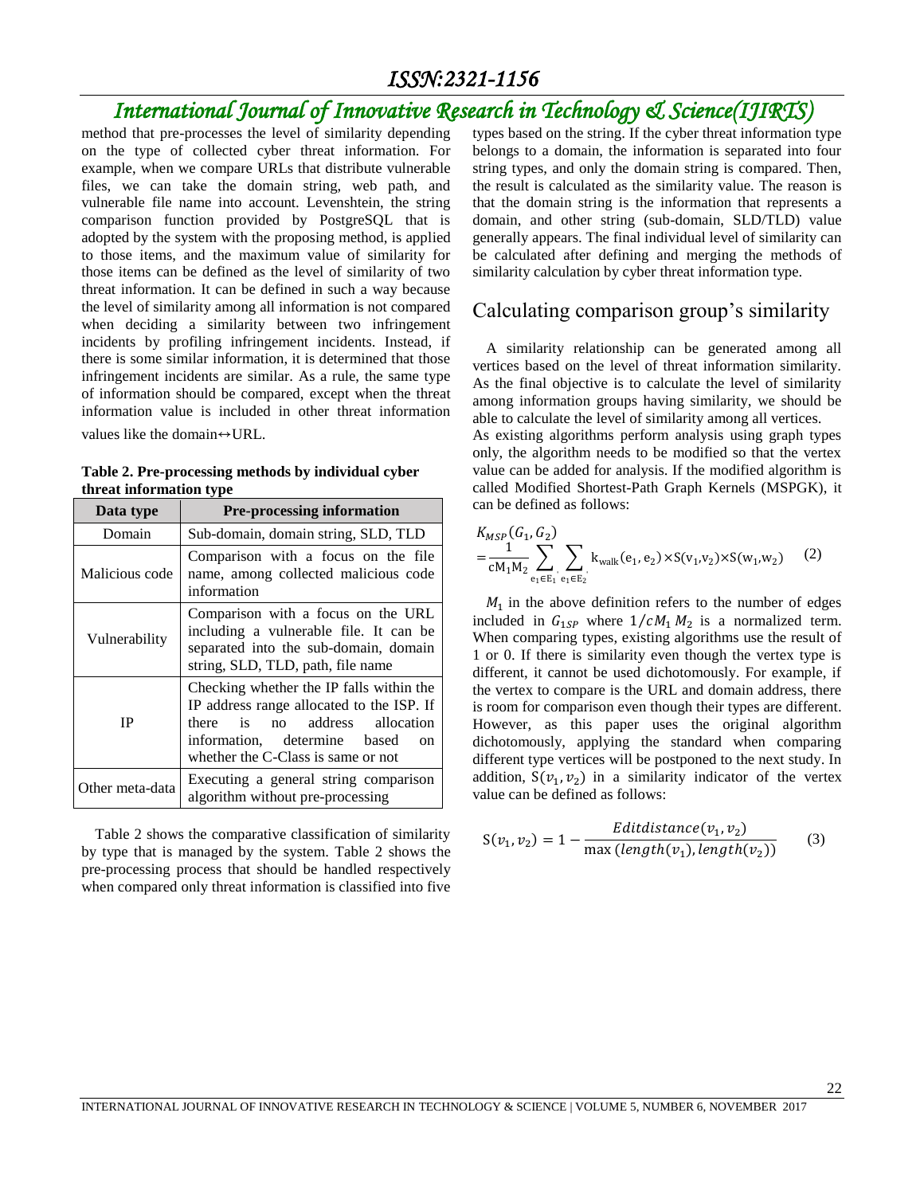method that pre-processes the level of similarity depending on the type of collected cyber threat information. For example, when we compare URLs that distribute vulnerable files, we can take the domain string, web path, and vulnerable file name into account. Levenshtein, the string comparison function provided by PostgreSQL that is adopted by the system with the proposing method, is applied to those items, and the maximum value of similarity for those items can be defined as the level of similarity of two threat information. It can be defined in such a way because the level of similarity among all information is not compared when deciding a similarity between two infringement incidents by profiling infringement incidents. Instead, if there is some similar information, it is determined that those infringement incidents are similar. As a rule, the same type of information should be compared, except when the threat information value is included in other threat information values like the domain↔URL.

**Table 2. Pre-processing methods by individual cyber threat information type**

| Data type | Pre-processing information |
|---|---|
| Domain | Sub-domain, domain string, SLD, TLD |
| Malicious code | Comparison with a focus on the file name, among collected malicious code information |
| Vulnerability | Comparison with a focus on the URL including a vulnerable file. It can be separated into the sub-domain, domain string, SLD, TLD, path, file name |
| IP | Checking whether the IP falls within the IP address range allocated to the ISP. If there is no address allocation information, determine based on whether the C-Class is same or not |
| Other meta-data | Executing a general string comparison algorithm without pre-processing |

Table 2 shows the comparative classification of similarity by type that is managed by the system. Table 2 shows the pre-processing process that should be handled respectively when compared only threat information is classified into five types based on the string. If the cyber threat information type belongs to a domain, the information is separated into four string types, and only the domain string is compared. Then, the result is calculated as the similarity value. The reason is that the domain string is the information that represents a domain, and other string (sub-domain, SLD/TLD) value generally appears. The final individual level of similarity can be calculated after defining and merging the methods of similarity calculation by cyber threat information type.

## Calculating comparison group's similarity

A similarity relationship can be generated among all vertices based on the level of threat information similarity. As the final objective is to calculate the level of similarity among information groups having similarity, we should be able to calculate the level of similarity among all vertices.

As existing algorithms perform analysis using graph types only, the algorithm needs to be modified so that the vertex value can be added for analysis. If the modified algorithm is called Modified Shortest-Path Graph Kernels (MSPGK), it can be defined as follows:

$$K_{MSP}(G_1, G_2) = \frac{1}{cM_1M_2} \sum_{e_1 \in E_1} \sum_{e_1 \in E_2} k_{walk}(e_1, e_2) \times S(v_1, v_2) \times S(w_1, w_2) \quad (2)$$

$M_1$ in the above definition refers to the number of edges included in $G_{1SP}$ where $1/cM_1 M_2$ is a normalized term. When comparing types, existing algorithms use the result of 1 or 0. If there is similarity even though the vertex type is different, it cannot be used dichotomously. For example, if the vertex to compare is the URL and domain address, there is room for comparison even though their types are different. However, as this paper uses the original algorithm dichotomously, applying the standard when comparing different type vertices will be postponed to the next study. In addition, $S(v_1, v_2)$ in a similarity indicator of the vertex value can be defined as follows:

$$S(v_1, v_2) = 1 - \frac{Editdistance(v_1, v_2)}{\max(length(v_1), length(v_2))} \quad (3)$$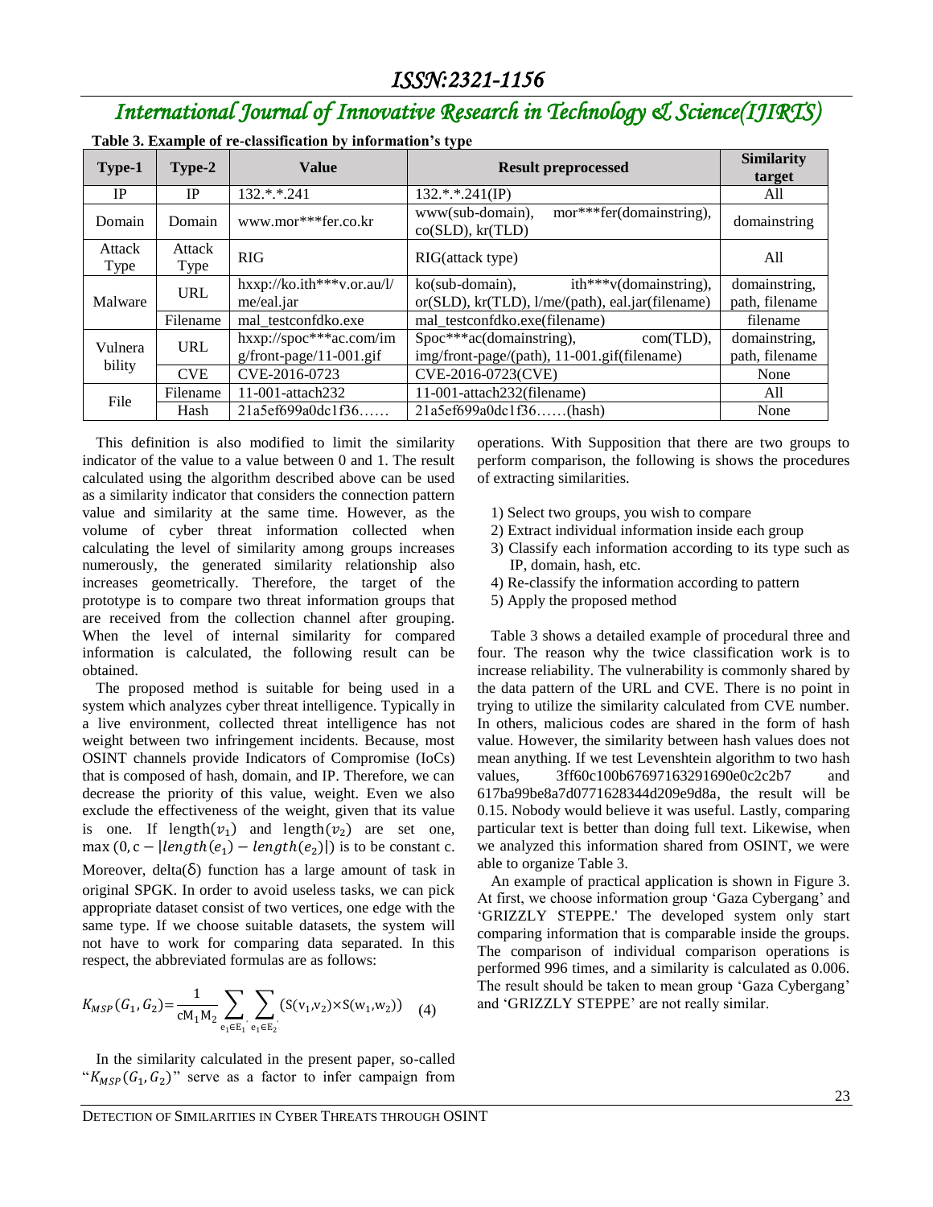**Table 3. Example of re-classification by information's type**

| Type-1 | Type-2 | Value | Result preprocessed | Similarity target |
|---|---|---|---|---|
| IP | IP | 132.*.*.241 | 132.*.*.241(IP) | All |
| Domain | Domain | www.mor***fer.co.kr | www(sub-domain), mor***fer(domainstring), co(SLD), kr(TLD) | domainstring |
| Attack Type | Attack Type | RIG | RIG(attack type) | All |
| Malware | URL | hxxp://ko.ith***v.or.au/l/me/eal.jar | ko(sub-domain), ith***v(domainstring), or(SLD), kr(TLD), l/me/(path), eal.jar(filename) | domainstring, path, filename |
| | Filename | mal_testconfdko.exe | mal_testconfdko.exe(filename) | filename |
| Vulnerability | URL | hxxp://spoc***ac.com/img/front-page/11-001.gif | Spoc***ac(domainstring), com(TLD), img/front-page/(path), 11-001.gif(filename) | domainstring, path, filename |
| | CVE | CVE-2016-0723 | CVE-2016-0723(CVE) | None |
| File | Filename | 11-001-attach232 | 11-001-attach232(filename) | All |
| | Hash | 21a5ef699a0dc1f36…… | 21a5ef699a0dc1f36……(hash) | None |

This definition is also modified to limit the similarity indicator of the value to a value between 0 and 1. The result calculated using the algorithm described above can be used as a similarity indicator that considers the connection pattern value and similarity at the same time. However, as the volume of cyber threat information collected when calculating the level of similarity among groups increases numerously, the generated similarity relationship also increases geometrically. Therefore, the target of the prototype is to compare two threat information groups that are received from the collection channel after grouping. When the level of internal similarity for compared information is calculated, the following result can be obtained.

The proposed method is suitable for being used in a system which analyzes cyber threat intelligence. Typically in a live environment, collected threat intelligence has not weight between two infringement incidents. Because, most OSINT channels provide Indicators of Compromise (IoCs) that is composed of hash, domain, and IP. Therefore, we can decrease the priority of this value, weight. Even we also exclude the effectiveness of the weight, given that its value is one. If $\text{length}(v_1)$ and $\text{length}(v_2)$ are set one, $\max(0, c - |length(e_1) - length(e_2)|)$ is to be constant c. Moreover, delta(δ) function has a large amount of task in original SPGK. In order to avoid useless tasks, we can pick appropriate dataset consist of two vertices, one edge with the same type. If we choose suitable datasets, the system will not have to work for comparing data separated. In this respect, the abbreviated formulas are as follows:

$$K_{MSP}(G_1, G_2) = \frac{1}{cM_1M_2} \sum_{e_1 \in E_1'} \sum_{e_1 \in E_2'} (S(v_1, v_2) \times S(w_1, w_2)) \quad (4)$$

In the similarity calculated in the present paper, so-called "$K_{MSP}(G_1, G_2)$" serve as a factor to infer campaign from operations. With Supposition that there are two groups to perform comparison, the following is shows the procedures of extracting similarities.

1) Select two groups, you wish to compare
2) Extract individual information inside each group
3) Classify each information according to its type such as IP, domain, hash, etc.
4) Re-classify the information according to pattern
5) Apply the proposed method

Table 3 shows a detailed example of procedural three and four. The reason why the twice classification work is to increase reliability. The vulnerability is commonly shared by the data pattern of the URL and CVE. There is no point in trying to utilize the similarity calculated from CVE number. In others, malicious codes are shared in the form of hash value. However, the similarity between hash values does not mean anything. If we test Levenshtein algorithm to two hash values, 3ff60c100b67697163291690e0c2c2b7 and 617ba99be8a7d0771628344d209e9d8a, the result will be 0.15. Nobody would believe it was useful. Lastly, comparing particular text is better than doing full text. Likewise, when we analyzed this information shared from OSINT, we were able to organize Table 3.

An example of practical application is shown in Figure 3. At first, we choose information group 'Gaza Cybergang' and 'GRIZZLY STEPPE.' The developed system only start comparing information that is comparable inside the groups. The comparison of individual comparison operations is performed 996 times, and a similarity is calculated as 0.006. The result should be taken to mean group 'Gaza Cybergang' and 'GRIZZLY STEPPE' are not really similar.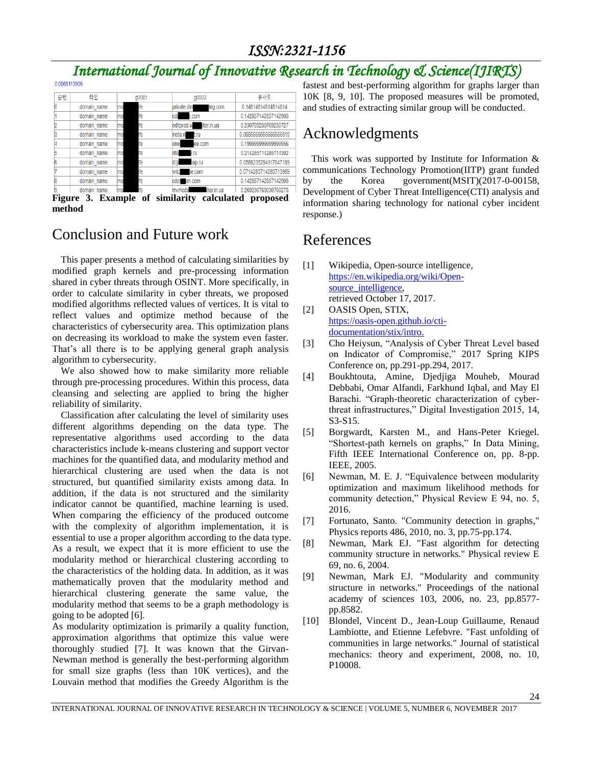0.0068113906

| 순번 | 타입 | g0001 | g0002 | 유사도 |
|---|---|---|---|---|
| 0 | domain_name | mo fe | private.dir ing.com | 0.14814814814814814 |
| 1 | domain_name | mo fe | cd .com | 0.142857142857142905 |
| 2 | domain_name | mo fe | editprod.w liter.in.ua | 0.230769230769230727 |
| 3 | domain_name | mo fe | insta.r t.ru | 0.0666666666666666519 |
| 4 | domain_name | mo fe | one ee.com | 0.199999999999999956 |
| 5 | domain_name | mo fe | nts t.ru | 0.214285714285714302 |
| 6 | domain_name | mo fe | litt ap.ru | 0.0588235294117647189 |
| 7 | domain_name | mo fe | wild e.com | 0.0714285714285713969 |
| 8 | domain_name | mo fe | cdc m.com | 0.142857142857142905 |
| 9 | domain_name | mo fe | mymodu liter.in.ua | 0.269230769230769273 |

**Figure 3. Example of similarity calculated proposed method**

## Conclusion and Future work

This paper presents a method of calculating similarities by modified graph kernels and pre-processing information shared in cyber threats through OSINT. More specifically, in order to calculate similarity in cyber threats, we proposed modified algorithms reflected values of vertices. It is vital to reflect values and optimize method because of the characteristics of cybersecurity area. This optimization plans on decreasing its workload to make the system even faster. That's all there is to be applying general graph analysis algorithm to cybersecurity.

We also showed how to make similarity more reliable through pre-processing procedures. Within this process, data cleansing and selecting are applied to bring the higher reliability of similarity.

Classification after calculating the level of similarity uses different algorithms depending on the data type. The representative algorithms used according to the data characteristics include k-means clustering and support vector machines for the quantified data, and modularity method and hierarchical clustering are used when the data is not structured, but quantified similarity exists among data. In addition, if the data is not structured and the similarity indicator cannot be quantified, machine learning is used. When comparing the efficiency of the produced outcome with the complexity of algorithm implementation, it is essential to use a proper algorithm according to the data type. As a result, we expect that it is more efficient to use the modularity method or hierarchical clustering according to the characteristics of the holding data. In addition, as it was mathematically proven that the modularity method and hierarchical clustering generate the same value, the modularity method that seems to be a graph methodology is going to be adopted [6].

As modularity optimization is primarily a quality function, approximation algorithms that optimize this value were thoroughly studied [7]. It was known that the Girvan-Newman method is generally the best-performing algorithm for small size graphs (less than 10K vertices), and the Louvain method that modifies the Greedy Algorithm is the fastest and best-performing algorithm for graphs larger than 10K [8, 9, 10]. The proposed measures will be promoted, and studies of extracting similar group will be conducted.

## Acknowledgments

This work was supported by Institute for Information & communications Technology Promotion(IITP) grant funded by the Korea government(MSIT)(2017-0-00158, Development of Cyber Threat Intelligence(CTI) analysis and information sharing technology for national cyber incident response.)

## References

[1] Wikipedia, Open-source intelligence, https://en.wikipedia.org/wiki/Open-source_intelligence, retrieved October 17, 2017.

[2] OASIS Open, STIX, https://oasis-open.github.io/cti-documentation/stix/intro.

[3] Cho Heiysun, "Analysis of Cyber Threat Level based on Indicator of Compromise," 2017 Spring KIPS Conference on, pp.291-pp.294, 2017.

[4] Boukhtouta, Amine, Djedjiga Mouheb, Mourad Debbabi, Omar Alfandi, Farkhund Iqbal, and May El Barachi. "Graph-theoretic characterization of cyber-threat infrastructures," Digital Investigation 2015, 14, S3-S15.

[5] Borgwardt, Karsten M., and Hans-Peter Kriegel. "Shortest-path kernels on graphs," In Data Mining, Fifth IEEE International Conference on, pp. 8-pp. IEEE, 2005.

[6] Newman, M. E. J. "Equivalence between modularity optimization and maximum likelihood methods for community detection," Physical Review E 94, no. 5, 2016.

[7] Fortunato, Santo. "Community detection in graphs," Physics reports 486, 2010, no. 3, pp.75-pp.174.

[8] Newman, Mark EJ. "Fast algorithm for detecting community structure in networks." Physical review E 69, no. 6, 2004.

[9] Newman, Mark EJ. "Modularity and community structure in networks." Proceedings of the national academy of sciences 103, 2006, no. 23, pp.8577-pp.8582.

[10] Blondel, Vincent D., Jean-Loup Guillaume, Renaud Lambiotte, and Etienne Lefebvre. "Fast unfolding of communities in large networks." Journal of statistical mechanics: theory and experiment, 2008, no. 10, P10008.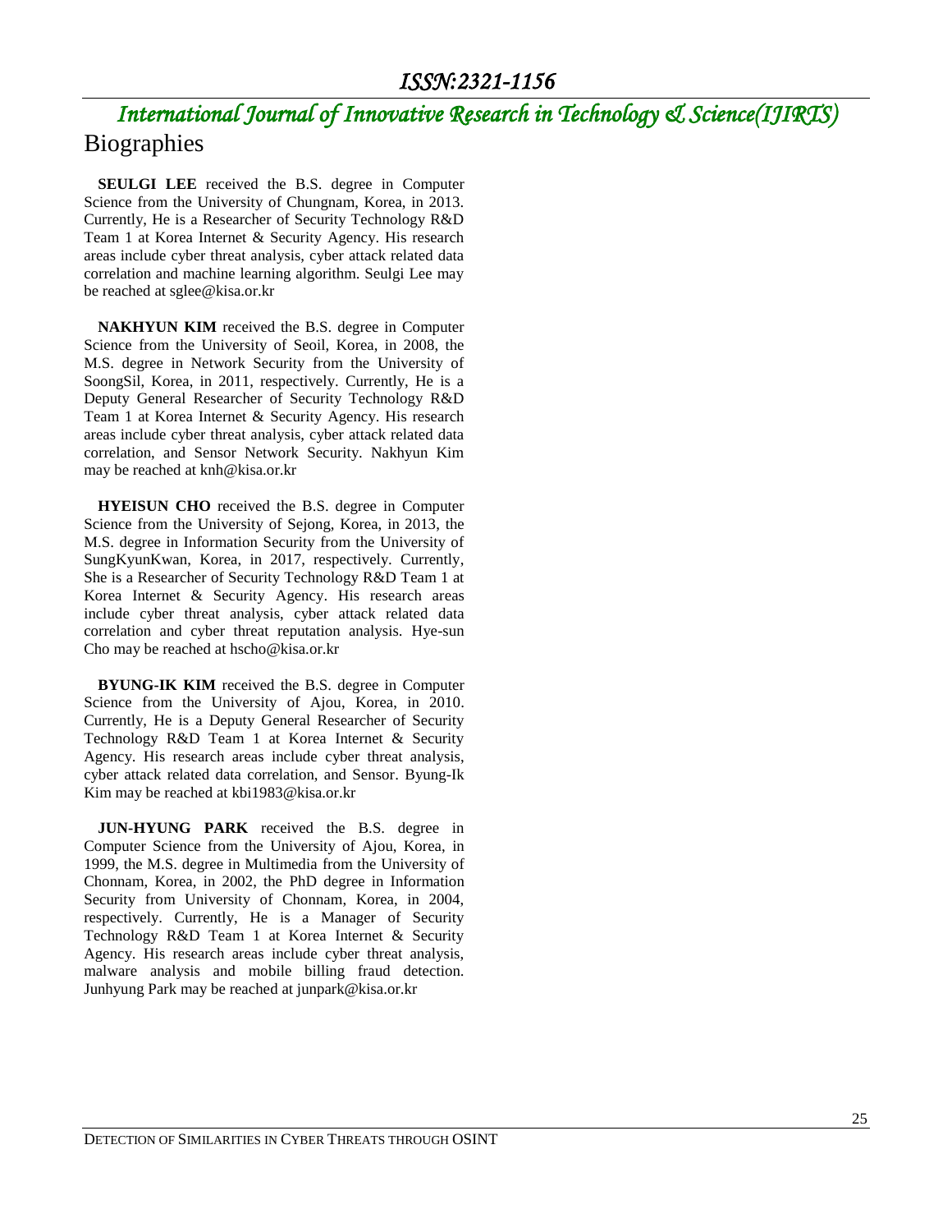## Biographies

**SEULGI LEE** received the B.S. degree in Computer Science from the University of Chungnam, Korea, in 2013. Currently, He is a Researcher of Security Technology R&D Team 1 at Korea Internet & Security Agency. His research areas include cyber threat analysis, cyber attack related data correlation and machine learning algorithm. Seulgi Lee may be reached at sglee@kisa.or.kr

**NAKHYUN KIM** received the B.S. degree in Computer Science from the University of Seoil, Korea, in 2008, the M.S. degree in Network Security from the University of SoongSil, Korea, in 2011, respectively. Currently, He is a Deputy General Researcher of Security Technology R&D Team 1 at Korea Internet & Security Agency. His research areas include cyber threat analysis, cyber attack related data correlation, and Sensor Network Security. Nakhyun Kim may be reached at knh@kisa.or.kr

**HYEISUN CHO** received the B.S. degree in Computer Science from the University of Sejong, Korea, in 2013, the M.S. degree in Information Security from the University of SungKyunKwan, Korea, in 2017, respectively. Currently, She is a Researcher of Security Technology R&D Team 1 at Korea Internet & Security Agency. His research areas include cyber threat analysis, cyber attack related data correlation and cyber threat reputation analysis. Hye-sun Cho may be reached at hscho@kisa.or.kr

**BYUNG-IK KIM** received the B.S. degree in Computer Science from the University of Ajou, Korea, in 2010. Currently, He is a Deputy General Researcher of Security Technology R&D Team 1 at Korea Internet & Security Agency. His research areas include cyber threat analysis, cyber attack related data correlation, and Sensor. Byung-Ik Kim may be reached at kbi1983@kisa.or.kr

**JUN-HYUNG PARK** received the B.S. degree in Computer Science from the University of Ajou, Korea, in 1999, the M.S. degree in Multimedia from the University of Chonnam, Korea, in 2002, the PhD degree in Information Security from University of Chonnam, Korea, in 2004, respectively. Currently, He is a Manager of Security Technology R&D Team 1 at Korea Internet & Security Agency. His research areas include cyber threat analysis, malware analysis and mobile billing fraud detection. Junhyung Park may be reached at junpark@kisa.or.kr